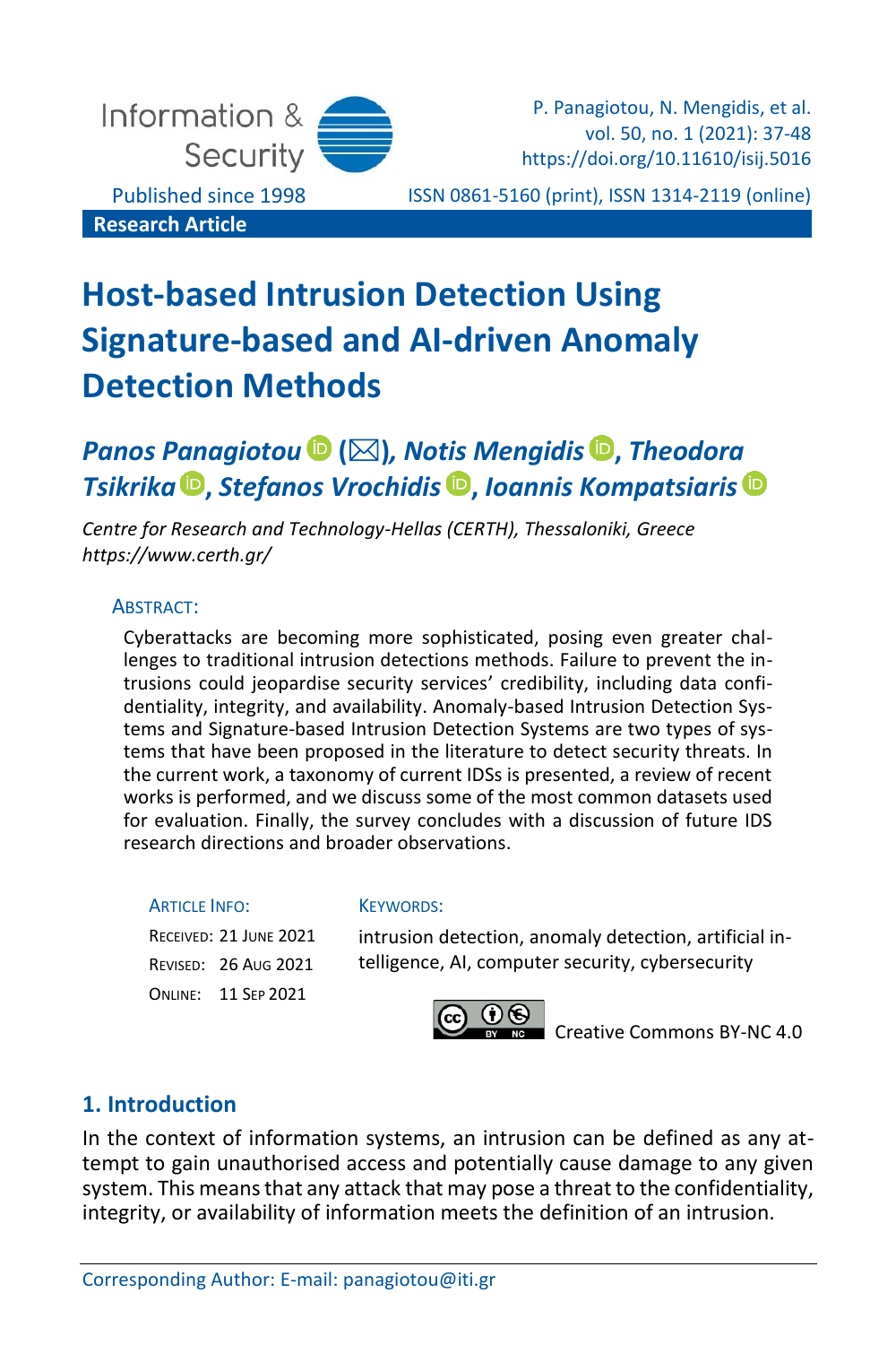Research Article

# Host-based Intrusion Detection Using Signature-based and AI-driven Anomaly Detection Methods

***Panos Panagiotou* (✉), *Notis Mengidis*, *Theodora Tsikrika*, *Stefanos Vrochidis*, *Ioannis Kompatsiaris***

*Centre for Research and Technology-Hellas (CERTH), Thessaloniki, Greece*
*https://www.certh.gr/*

ABSTRACT:

Cyberattacks are becoming more sophisticated, posing even greater challenges to traditional intrusion detections methods. Failure to prevent the intrusions could jeopardise security services' credibility, including data confidentiality, integrity, and availability. Anomaly-based Intrusion Detection Systems and Signature-based Intrusion Detection Systems are two types of systems that have been proposed in the literature to detect security threats. In the current work, a taxonomy of current IDSs is presented, a review of recent works is performed, and we discuss some of the most common datasets used for evaluation. Finally, the survey concludes with a discussion of future IDS research directions and broader observations.

ARTICLE INFO:

RECEIVED: 21 JUNE 2021
REVISED: 26 AUG 2021
ONLINE: 11 SEP 2021

KEYWORDS:

intrusion detection, anomaly detection, artificial intelligence, AI, computer security, cybersecurity

Creative Commons BY-NC 4.0

## 1. Introduction

In the context of information systems, an intrusion can be defined as any attempt to gain unauthorised access and potentially cause damage to any given system. This means that any attack that may pose a threat to the confidentiality, integrity, or availability of information meets the definition of an intrusion.

Corresponding Author: E-mail: panagiotou@iti.gr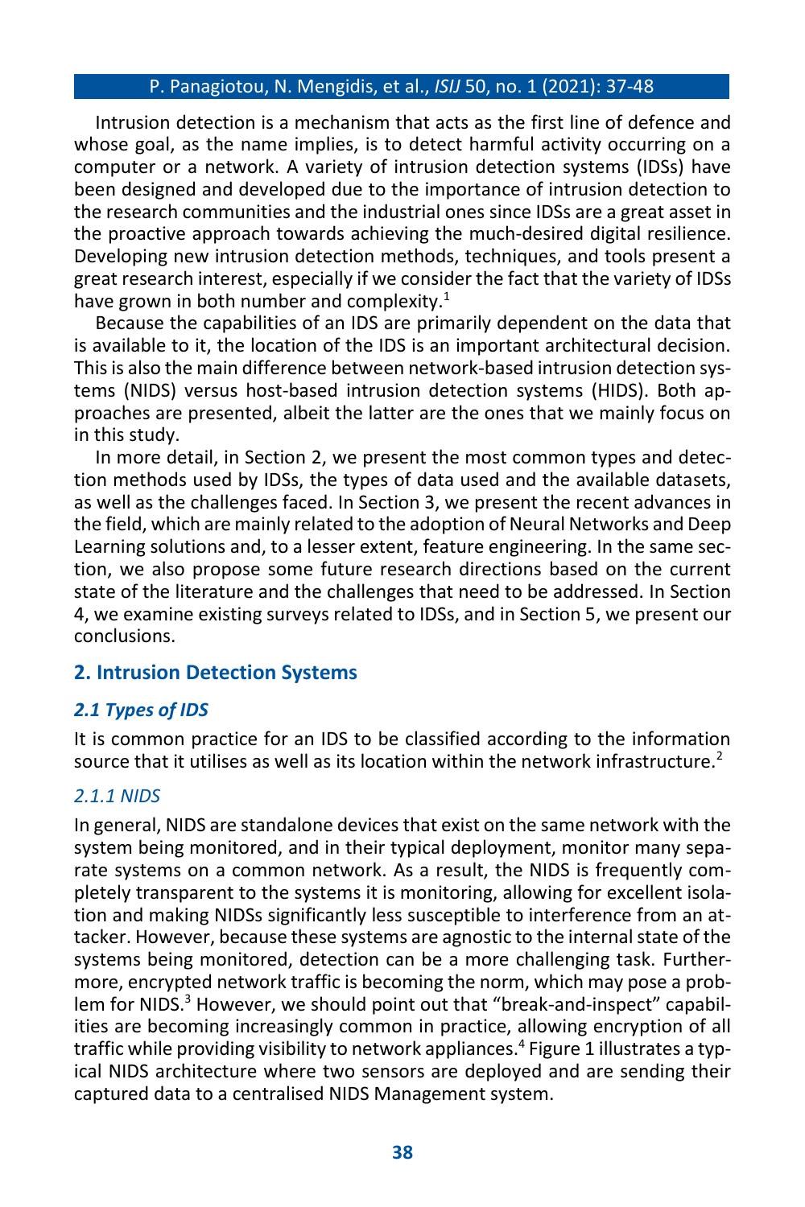Intrusion detection is a mechanism that acts as the first line of defence and whose goal, as the name implies, is to detect harmful activity occurring on a computer or a network. A variety of intrusion detection systems (IDSs) have been designed and developed due to the importance of intrusion detection to the research communities and the industrial ones since IDSs are a great asset in the proactive approach towards achieving the much-desired digital resilience. Developing new intrusion detection methods, techniques, and tools present a great research interest, especially if we consider the fact that the variety of IDSs have grown in both number and complexity.[1]

Because the capabilities of an IDS are primarily dependent on the data that is available to it, the location of the IDS is an important architectural decision. This is also the main difference between network-based intrusion detection systems (NIDS) versus host-based intrusion detection systems (HIDS). Both approaches are presented, albeit the latter are the ones that we mainly focus on in this study.

In more detail, in Section 2, we present the most common types and detection methods used by IDSs, the types of data used and the available datasets, as well as the challenges faced. In Section 3, we present the recent advances in the field, which are mainly related to the adoption of Neural Networks and Deep Learning solutions and, to a lesser extent, feature engineering. In the same section, we also propose some future research directions based on the current state of the literature and the challenges that need to be addressed. In Section 4, we examine existing surveys related to IDSs, and in Section 5, we present our conclusions.

## 2. Intrusion Detection Systems

### *2.1 Types of IDS*

It is common practice for an IDS to be classified according to the information source that it utilises as well as its location within the network infrastructure.[2]

#### *2.1.1 NIDS*

In general, NIDS are standalone devices that exist on the same network with the system being monitored, and in their typical deployment, monitor many separate systems on a common network. As a result, the NIDS is frequently completely transparent to the systems it is monitoring, allowing for excellent isolation and making NIDSs significantly less susceptible to interference from an attacker. However, because these systems are agnostic to the internal state of the systems being monitored, detection can be a more challenging task. Furthermore, encrypted network traffic is becoming the norm, which may pose a problem for NIDS.[3] However, we should point out that "break-and-inspect" capabilities are becoming increasingly common in practice, allowing encryption of all traffic while providing visibility to network appliances.[4] Figure 1 illustrates a typical NIDS architecture where two sensors are deployed and are sending their captured data to a centralised NIDS Management system.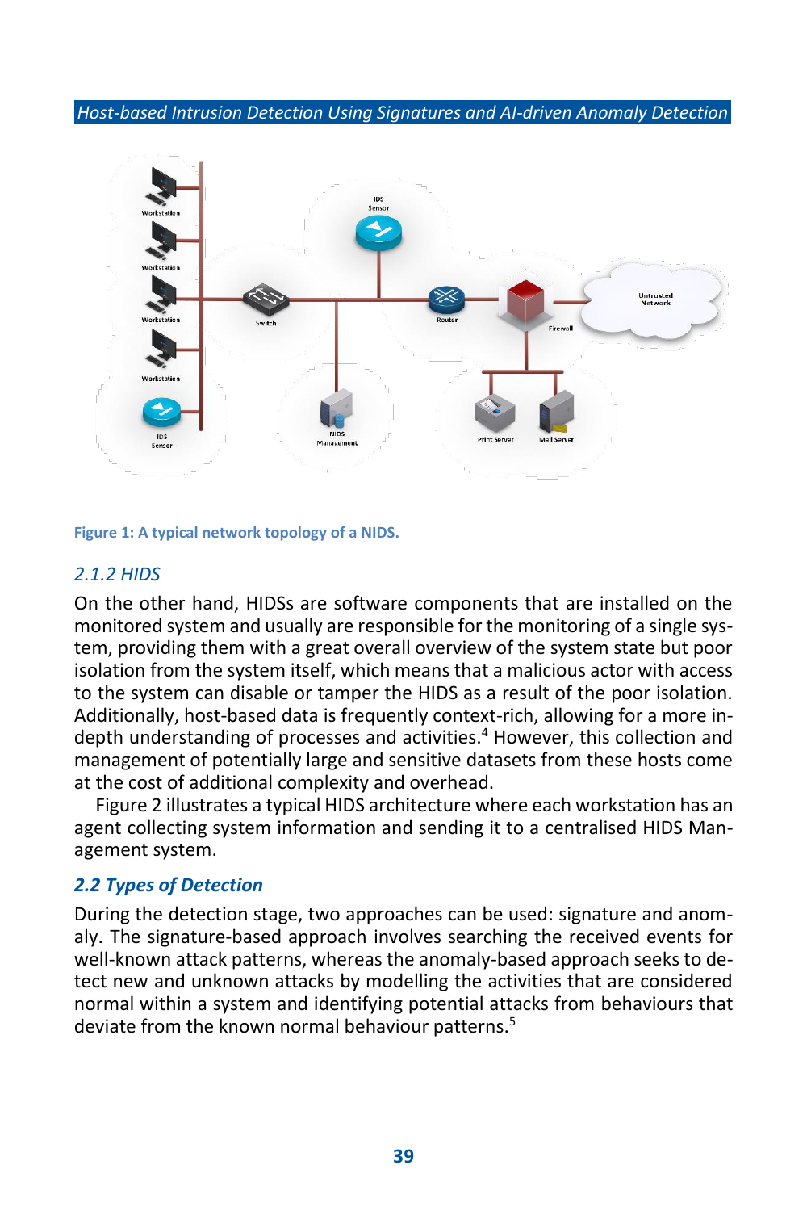Figure 1: A typical network topology of a NIDS.

### 2.1.2 HIDS

On the other hand, HIDSs are software components that are installed on the monitored system and usually are responsible for the monitoring of a single system, providing them with a great overall overview of the system state but poor isolation from the system itself, which means that a malicious actor with access to the system can disable or tamper the HIDS as a result of the poor isolation. Additionally, host-based data is frequently context-rich, allowing for a more in-depth understanding of processes and activities.[4] However, this collection and management of potentially large and sensitive datasets from these hosts come at the cost of additional complexity and overhead.

Figure 2 illustrates a typical HIDS architecture where each workstation has an agent collecting system information and sending it to a centralised HIDS Management system.

## 2.2 Types of Detection

During the detection stage, two approaches can be used: signature and anomaly. The signature-based approach involves searching the received events for well-known attack patterns, whereas the anomaly-based approach seeks to detect new and unknown attacks by modelling the activities that are considered normal within a system and identifying potential attacks from behaviours that deviate from the known normal behaviour patterns.[5]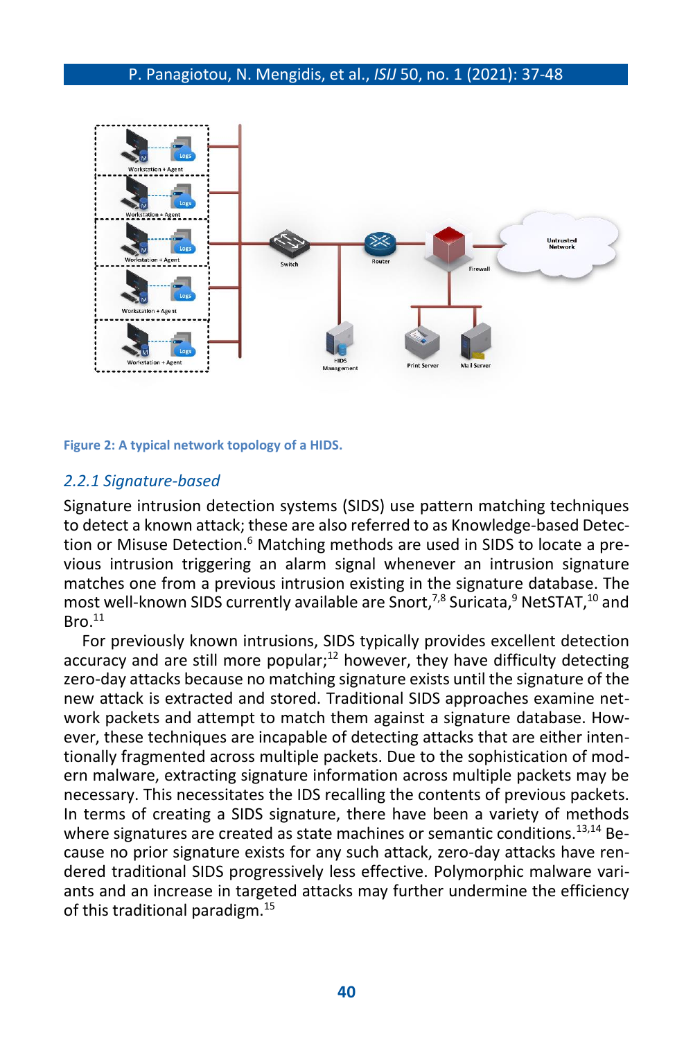Figure 2: A typical network topology of a HIDS.

### 2.2.1 Signature-based

Signature intrusion detection systems (SIDS) use pattern matching techniques to detect a known attack; these are also referred to as Knowledge-based Detection or Misuse Detection.[6] Matching methods are used in SIDS to locate a previous intrusion triggering an alarm signal whenever an intrusion signature matches one from a previous intrusion existing in the signature database. The most well-known SIDS currently available are Snort,[7,8] Suricata,[9] NetSTAT,[10] and Bro.[11]

For previously known intrusions, SIDS typically provides excellent detection accuracy and are still more popular;[12] however, they have difficulty detecting zero-day attacks because no matching signature exists until the signature of the new attack is extracted and stored. Traditional SIDS approaches examine network packets and attempt to match them against a signature database. However, these techniques are incapable of detecting attacks that are either intentionally fragmented across multiple packets. Due to the sophistication of modern malware, extracting signature information across multiple packets may be necessary. This necessitates the IDS recalling the contents of previous packets. In terms of creating a SIDS signature, there have been a variety of methods where signatures are created as state machines or semantic conditions.[13,14] Because no prior signature exists for any such attack, zero-day attacks have rendered traditional SIDS progressively less effective. Polymorphic malware variants and an increase in targeted attacks may further undermine the efficiency of this traditional paradigm.[15]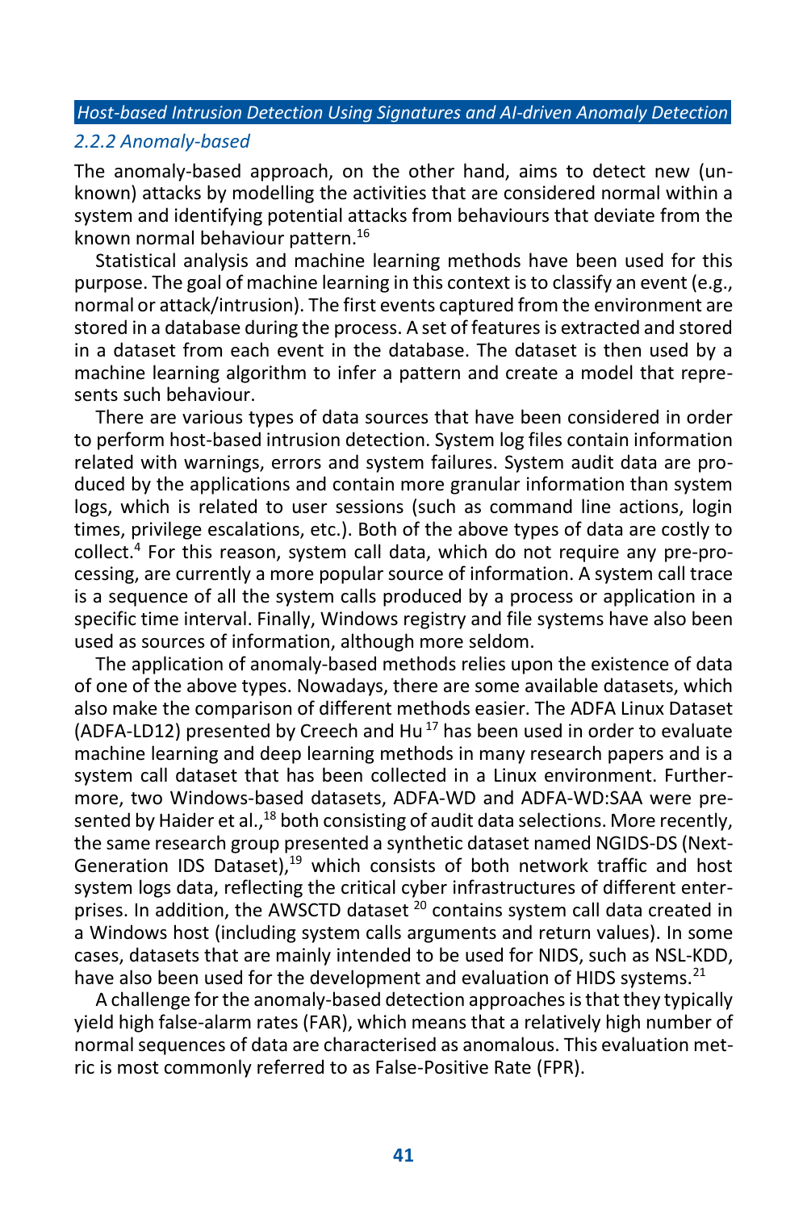### 2.2.2 Anomaly-based

The anomaly-based approach, on the other hand, aims to detect new (unknown) attacks by modelling the activities that are considered normal within a system and identifying potential attacks from behaviours that deviate from the known normal behaviour pattern.[16]

Statistical analysis and machine learning methods have been used for this purpose. The goal of machine learning in this context is to classify an event (e.g., normal or attack/intrusion). The first events captured from the environment are stored in a database during the process. A set of features is extracted and stored in a dataset from each event in the database. The dataset is then used by a machine learning algorithm to infer a pattern and create a model that represents such behaviour.

There are various types of data sources that have been considered in order to perform host-based intrusion detection. System log files contain information related with warnings, errors and system failures. System audit data are produced by the applications and contain more granular information than system logs, which is related to user sessions (such as command line actions, login times, privilege escalations, etc.). Both of the above types of data are costly to collect.[4] For this reason, system call data, which do not require any pre-processing, are currently a more popular source of information. A system call trace is a sequence of all the system calls produced by a process or application in a specific time interval. Finally, Windows registry and file systems have also been used as sources of information, although more seldom.

The application of anomaly-based methods relies upon the existence of data of one of the above types. Nowadays, there are some available datasets, which also make the comparison of different methods easier. The ADFA Linux Dataset (ADFA-LD12) presented by Creech and Hu [17] has been used in order to evaluate machine learning and deep learning methods in many research papers and is a system call dataset that has been collected in a Linux environment. Furthermore, two Windows-based datasets, ADFA-WD and ADFA-WD:SAA were presented by Haider et al.,[18] both consisting of audit data selections. More recently, the same research group presented a synthetic dataset named NGIDS-DS (Next-Generation IDS Dataset),[19] which consists of both network traffic and host system logs data, reflecting the critical cyber infrastructures of different enterprises. In addition, the AWSCTD dataset [20] contains system call data created in a Windows host (including system calls arguments and return values). In some cases, datasets that are mainly intended to be used for NIDS, such as NSL-KDD, have also been used for the development and evaluation of HIDS systems.[21]

A challenge for the anomaly-based detection approaches is that they typically yield high false-alarm rates (FAR), which means that a relatively high number of normal sequences of data are characterised as anomalous. This evaluation metric is most commonly referred to as False-Positive Rate (FPR).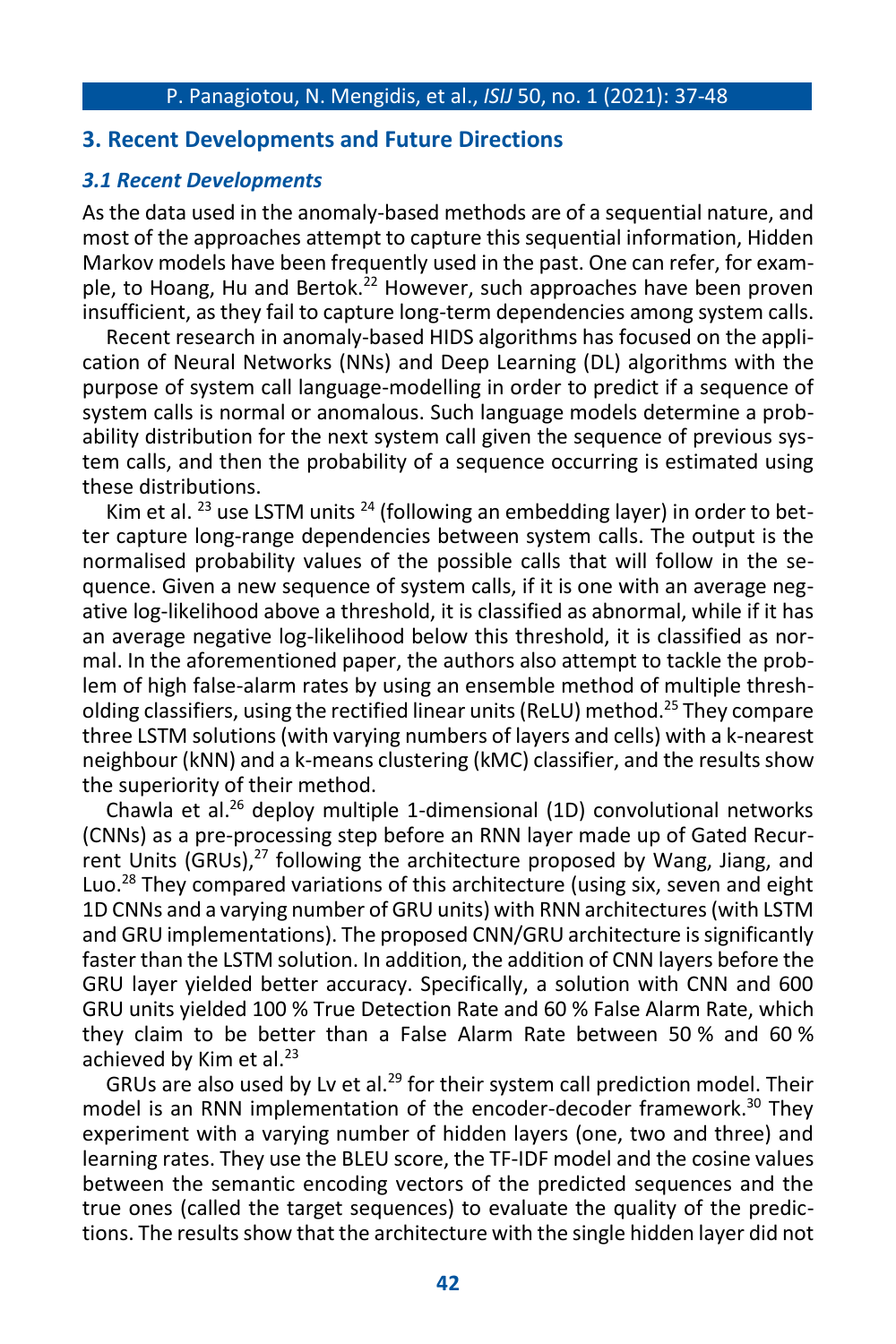## 3. Recent Developments and Future Directions

### *3.1 Recent Developments*

As the data used in the anomaly-based methods are of a sequential nature, and most of the approaches attempt to capture this sequential information, Hidden Markov models have been frequently used in the past. One can refer, for example, to Hoang, Hu and Bertok.[22] However, such approaches have been proven insufficient, as they fail to capture long-term dependencies among system calls.

Recent research in anomaly-based HIDS algorithms has focused on the application of Neural Networks (NNs) and Deep Learning (DL) algorithms with the purpose of system call language-modelling in order to predict if a sequence of system calls is normal or anomalous. Such language models determine a probability distribution for the next system call given the sequence of previous system calls, and then the probability of a sequence occurring is estimated using these distributions.

Kim et al. [23] use LSTM units [24] (following an embedding layer) in order to better capture long-range dependencies between system calls. The output is the normalised probability values of the possible calls that will follow in the sequence. Given a new sequence of system calls, if it is one with an average negative log-likelihood above a threshold, it is classified as abnormal, while if it has an average negative log-likelihood below this threshold, it is classified as normal. In the aforementioned paper, the authors also attempt to tackle the problem of high false-alarm rates by using an ensemble method of multiple thresholding classifiers, using the rectified linear units (ReLU) method.[25] They compare three LSTM solutions (with varying numbers of layers and cells) with a k-nearest neighbour (kNN) and a k-means clustering (kMC) classifier, and the results show the superiority of their method.

Chawla et al.[26] deploy multiple 1-dimensional (1D) convolutional networks (CNNs) as a pre-processing step before an RNN layer made up of Gated Recurrent Units (GRUs),[27] following the architecture proposed by Wang, Jiang, and Luo.[28] They compared variations of this architecture (using six, seven and eight 1D CNNs and a varying number of GRU units) with RNN architectures (with LSTM and GRU implementations). The proposed CNN/GRU architecture is significantly faster than the LSTM solution. In addition, the addition of CNN layers before the GRU layer yielded better accuracy. Specifically, a solution with CNN and 600 GRU units yielded 100 % True Detection Rate and 60 % False Alarm Rate, which they claim to be better than a False Alarm Rate between 50 % and 60 % achieved by Kim et al.[23]

GRUs are also used by Lv et al.[29] for their system call prediction model. Their model is an RNN implementation of the encoder-decoder framework.[30] They experiment with a varying number of hidden layers (one, two and three) and learning rates. They use the BLEU score, the TF-IDF model and the cosine values between the semantic encoding vectors of the predicted sequences and the true ones (called the target sequences) to evaluate the quality of the predictions. The results show that the architecture with the single hidden layer did not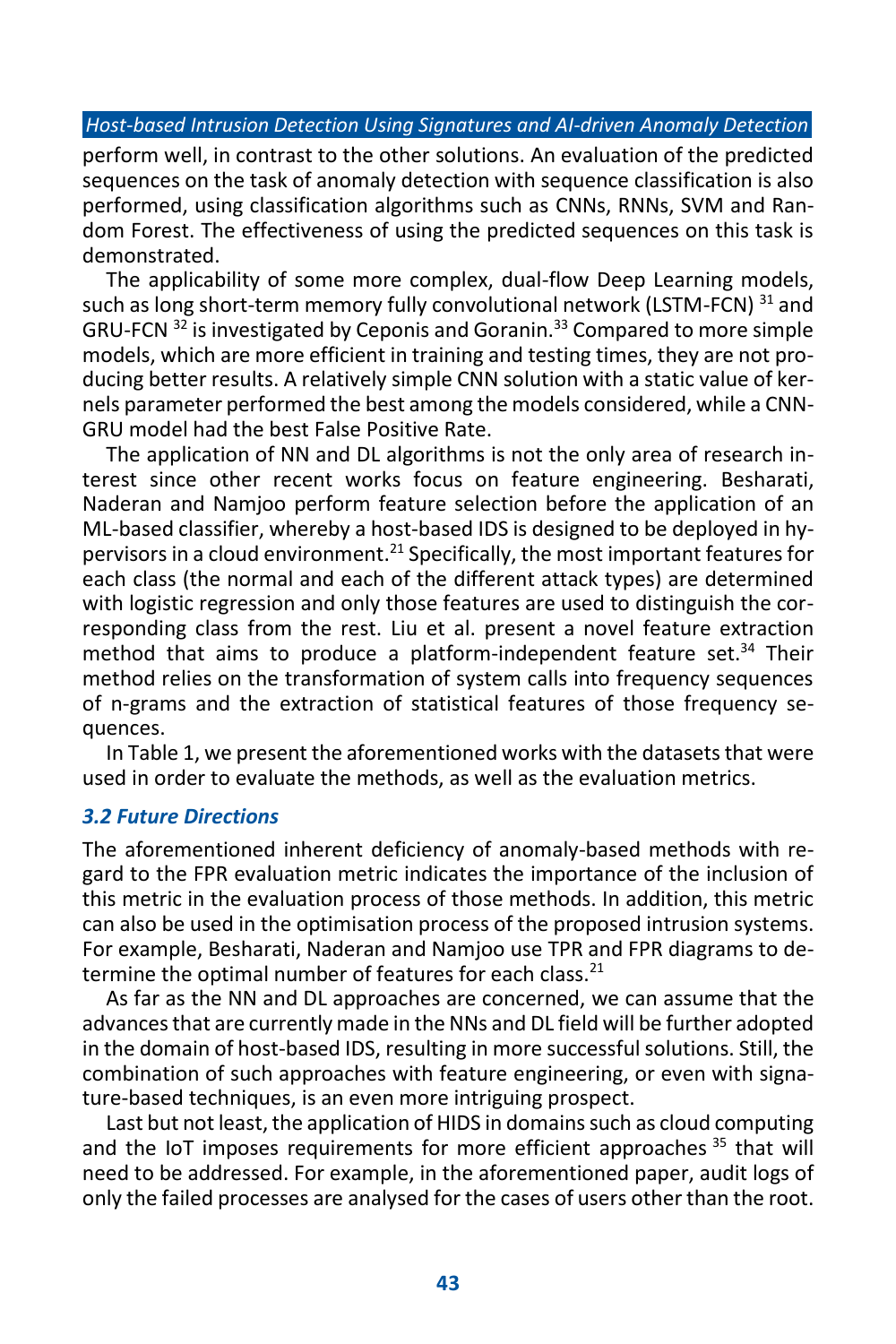perform well, in contrast to the other solutions. An evaluation of the predicted sequences on the task of anomaly detection with sequence classification is also performed, using classification algorithms such as CNNs, RNNs, SVM and Random Forest. The effectiveness of using the predicted sequences on this task is demonstrated.

The applicability of some more complex, dual-flow Deep Learning models, such as long short-term memory fully convolutional network (LSTM-FCN) [31] and GRU-FCN [32] is investigated by Ceponis and Goranin.[33] Compared to more simple models, which are more efficient in training and testing times, they are not producing better results. A relatively simple CNN solution with a static value of kernels parameter performed the best among the models considered, while a CNN-GRU model had the best False Positive Rate.

The application of NN and DL algorithms is not the only area of research interest since other recent works focus on feature engineering. Besharati, Naderan and Namjoo perform feature selection before the application of an ML-based classifier, whereby a host-based IDS is designed to be deployed in hypervisors in a cloud environment.[21] Specifically, the most important features for each class (the normal and each of the different attack types) are determined with logistic regression and only those features are used to distinguish the corresponding class from the rest. Liu et al. present a novel feature extraction method that aims to produce a platform-independent feature set.[34] Their method relies on the transformation of system calls into frequency sequences of n-grams and the extraction of statistical features of those frequency sequences.

In Table 1, we present the aforementioned works with the datasets that were used in order to evaluate the methods, as well as the evaluation metrics.

### *3.2 Future Directions*

The aforementioned inherent deficiency of anomaly-based methods with regard to the FPR evaluation metric indicates the importance of the inclusion of this metric in the evaluation process of those methods. In addition, this metric can also be used in the optimisation process of the proposed intrusion systems. For example, Besharati, Naderan and Namjoo use TPR and FPR diagrams to determine the optimal number of features for each class.[21]

As far as the NN and DL approaches are concerned, we can assume that the advances that are currently made in the NNs and DL field will be further adopted in the domain of host-based IDS, resulting in more successful solutions. Still, the combination of such approaches with feature engineering, or even with signature-based techniques, is an even more intriguing prospect.

Last but not least, the application of HIDS in domains such as cloud computing and the IoT imposes requirements for more efficient approaches [35] that will need to be addressed. For example, in the aforementioned paper, audit logs of only the failed processes are analysed for the cases of users other than the root.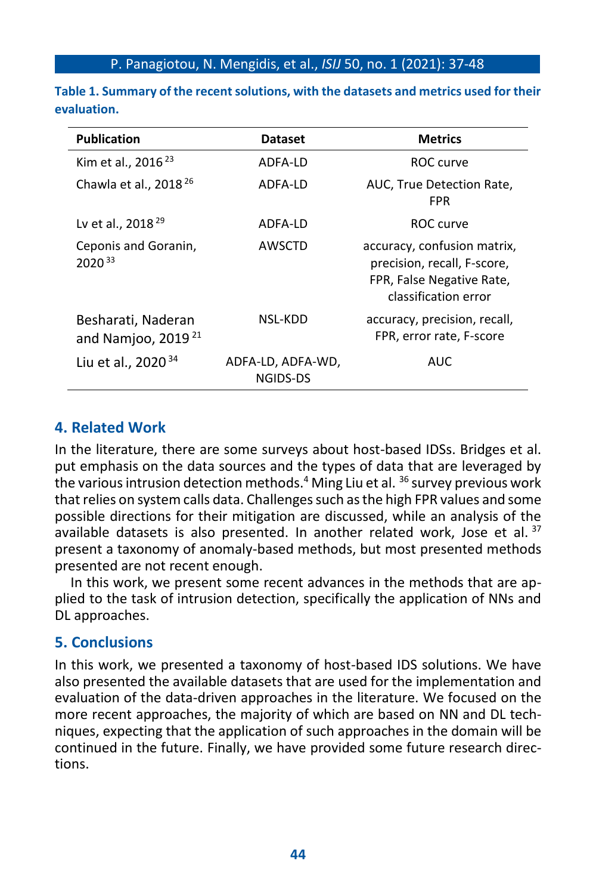**Table 1. Summary of the recent solutions, with the datasets and metrics used for their evaluation.**

| Publication | Dataset | Metrics |
|---|---|---|
| Kim et al., 2016 [23] | ADFA-LD | ROC curve |
| Chawla et al., 2018 [26] | ADFA-LD | AUC, True Detection Rate, FPR |
| Lv et al., 2018 [29] | ADFA-LD | ROC curve |
| Ceponis and Goranin, 2020 [33] | AWSCTD | accuracy, confusion matrix, precision, recall, F-score, FPR, False Negative Rate, classification error |
| Besharati, Naderan and Namjoo, 2019 [21] | NSL-KDD | accuracy, precision, recall, FPR, error rate, F-score |
| Liu et al., 2020 [34] | ADFA-LD, ADFA-WD, NGIDS-DS | AUC |

## 4. Related Work

In the literature, there are some surveys about host-based IDSs. Bridges et al. put emphasis on the data sources and the types of data that are leveraged by the various intrusion detection methods.[4] Ming Liu et al. [36] survey previous work that relies on system calls data. Challenges such as the high FPR values and some possible directions for their mitigation are discussed, while an analysis of the available datasets is also presented. In another related work, Jose et al. [37] present a taxonomy of anomaly-based methods, but most presented methods presented are not recent enough.

In this work, we present some recent advances in the methods that are applied to the task of intrusion detection, specifically the application of NNs and DL approaches.

## 5. Conclusions

In this work, we presented a taxonomy of host-based IDS solutions. We have also presented the available datasets that are used for the implementation and evaluation of the data-driven approaches in the literature. We focused on the more recent approaches, the majority of which are based on NN and DL techniques, expecting that the application of such approaches in the domain will be continued in the future. Finally, we have provided some future research directions.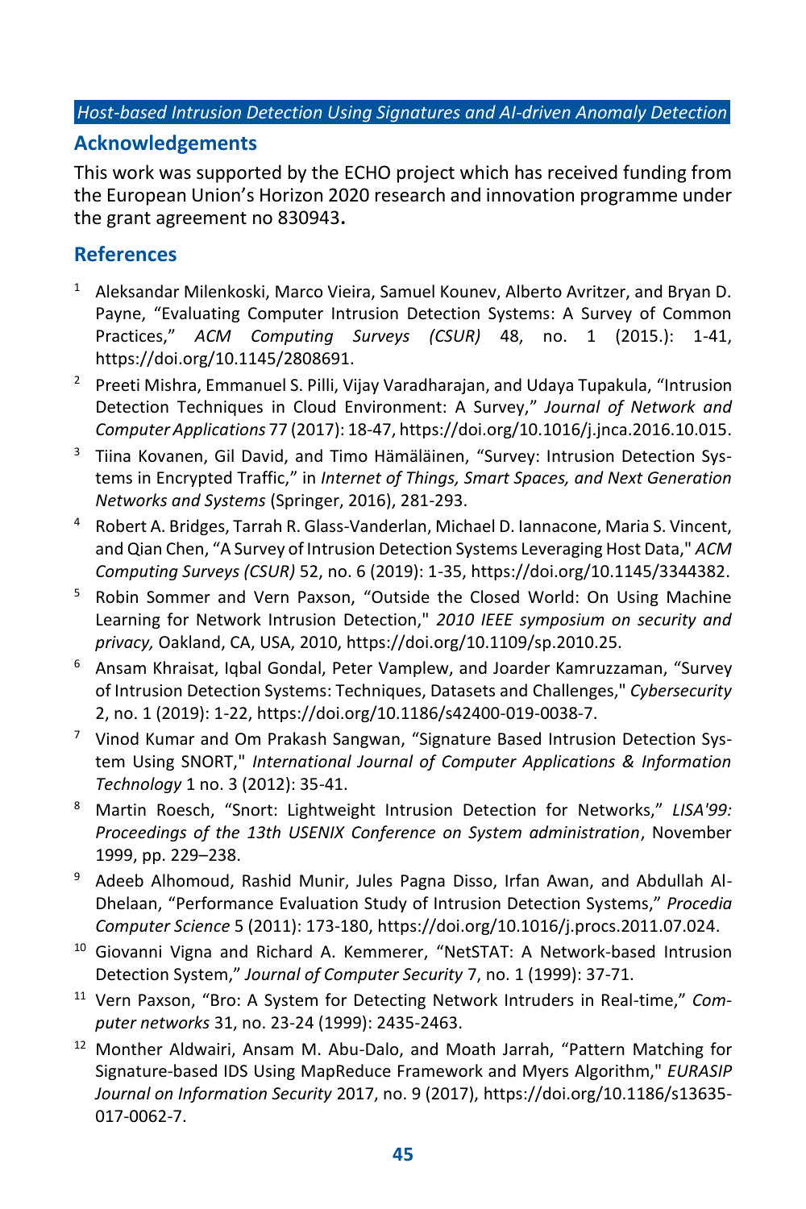## Acknowledgements

This work was supported by the ECHO project which has received funding from the European Union's Horizon 2020 research and innovation programme under the grant agreement no 830943**.**

## References

1. Aleksandar Milenkoski, Marco Vieira, Samuel Kounev, Alberto Avritzer, and Bryan D. Payne, "Evaluating Computer Intrusion Detection Systems: A Survey of Common Practices," *ACM Computing Surveys (CSUR)* 48, no. 1 (2015.): 1-41, https://doi.org/10.1145/2808691.
2. Preeti Mishra, Emmanuel S. Pilli, Vijay Varadharajan, and Udaya Tupakula, "Intrusion Detection Techniques in Cloud Environment: A Survey," *Journal of Network and Computer Applications* 77 (2017): 18-47, https://doi.org/10.1016/j.jnca.2016.10.015.
3. Tiina Kovanen, Gil David, and Timo Hämäläinen, "Survey: Intrusion Detection Systems in Encrypted Traffic," in *Internet of Things, Smart Spaces, and Next Generation Networks and Systems* (Springer, 2016), 281-293.
4. Robert A. Bridges, Tarrah R. Glass-Vanderlan, Michael D. Iannacone, Maria S. Vincent, and Qian Chen, "A Survey of Intrusion Detection Systems Leveraging Host Data," *ACM Computing Surveys (CSUR)* 52, no. 6 (2019): 1-35, https://doi.org/10.1145/3344382.
5. Robin Sommer and Vern Paxson, "Outside the Closed World: On Using Machine Learning for Network Intrusion Detection," *2010 IEEE symposium on security and privacy,* Oakland, CA, USA, 2010, https://doi.org/10.1109/sp.2010.25.
6. Ansam Khraisat, Iqbal Gondal, Peter Vamplew, and Joarder Kamruzzaman, "Survey of Intrusion Detection Systems: Techniques, Datasets and Challenges," *Cybersecurity* 2, no. 1 (2019): 1-22, https://doi.org/10.1186/s42400-019-0038-7.
7. Vinod Kumar and Om Prakash Sangwan, "Signature Based Intrusion Detection System Using SNORT," *International Journal of Computer Applications & Information Technology* 1 no. 3 (2012): 35-41.
8. Martin Roesch, "Snort: Lightweight Intrusion Detection for Networks," *LISA'99: Proceedings of the 13th USENIX Conference on System administration*, November 1999, pp. 229–238.
9. Adeeb Alhomoud, Rashid Munir, Jules Pagna Disso, Irfan Awan, and Abdullah Al-Dhelaan, "Performance Evaluation Study of Intrusion Detection Systems," *Procedia Computer Science* 5 (2011): 173-180, https://doi.org/10.1016/j.procs.2011.07.024.
10. Giovanni Vigna and Richard A. Kemmerer, "NetSTAT: A Network-based Intrusion Detection System," *Journal of Computer Security* 7, no. 1 (1999): 37-71.
11. Vern Paxson, "Bro: A System for Detecting Network Intruders in Real-time," *Computer networks* 31, no. 23-24 (1999): 2435-2463.
12. Monther Aldwairi, Ansam M. Abu-Dalo, and Moath Jarrah, "Pattern Matching for Signature-based IDS Using MapReduce Framework and Myers Algorithm," *EURASIP Journal on Information Security* 2017, no. 9 (2017), https://doi.org/10.1186/s13635-017-0062-7.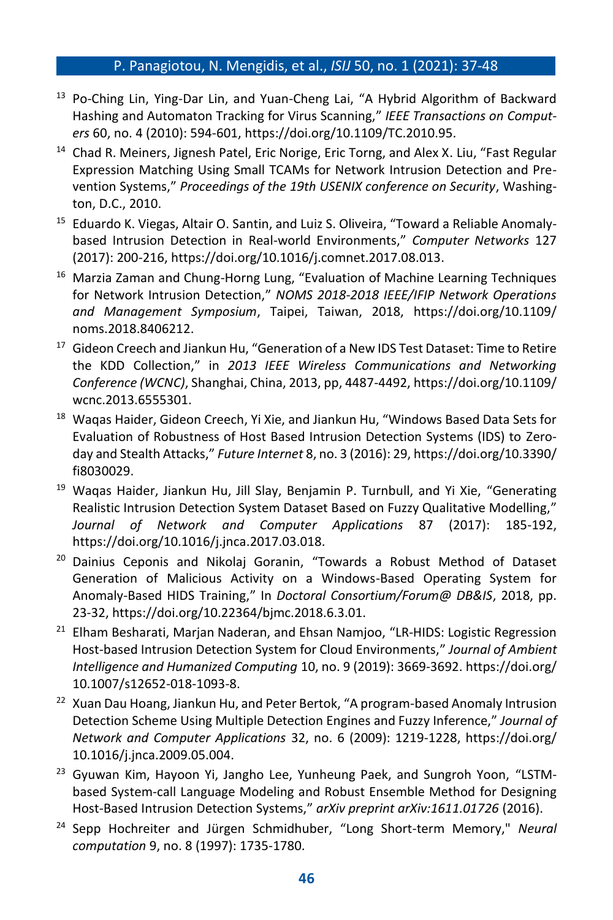[13] Po-Ching Lin, Ying-Dar Lin, and Yuan-Cheng Lai, "A Hybrid Algorithm of Backward Hashing and Automaton Tracking for Virus Scanning," *IEEE Transactions on Computers* 60, no. 4 (2010): 594-601, https://doi.org/10.1109/TC.2010.95.

[14] Chad R. Meiners, Jignesh Patel, Eric Norige, Eric Torng, and Alex X. Liu, "Fast Regular Expression Matching Using Small TCAMs for Network Intrusion Detection and Prevention Systems," *Proceedings of the 19th USENIX conference on Security*, Washington, D.C., 2010.

[15] Eduardo K. Viegas, Altair O. Santin, and Luiz S. Oliveira, "Toward a Reliable Anomaly-based Intrusion Detection in Real-world Environments," *Computer Networks* 127 (2017): 200-216, https://doi.org/10.1016/j.comnet.2017.08.013.

[16] Marzia Zaman and Chung-Horng Lung, "Evaluation of Machine Learning Techniques for Network Intrusion Detection," *NOMS 2018-2018 IEEE/IFIP Network Operations and Management Symposium*, Taipei, Taiwan, 2018, https://doi.org/10.1109/noms.2018.8406212.

[17] Gideon Creech and Jiankun Hu, "Generation of a New IDS Test Dataset: Time to Retire the KDD Collection," in *2013 IEEE Wireless Communications and Networking Conference (WCNC)*, Shanghai, China, 2013, pp, 4487-4492, https://doi.org/10.1109/wcnc.2013.6555301.

[18] Waqas Haider, Gideon Creech, Yi Xie, and Jiankun Hu, "Windows Based Data Sets for Evaluation of Robustness of Host Based Intrusion Detection Systems (IDS) to Zero-day and Stealth Attacks," *Future Internet* 8, no. 3 (2016): 29, https://doi.org/10.3390/fi8030029.

[19] Waqas Haider, Jiankun Hu, Jill Slay, Benjamin P. Turnbull, and Yi Xie, "Generating Realistic Intrusion Detection System Dataset Based on Fuzzy Qualitative Modelling," *Journal of Network and Computer Applications* 87 (2017): 185-192, https://doi.org/10.1016/j.jnca.2017.03.018.

[20] Dainius Ceponis and Nikolaj Goranin, "Towards a Robust Method of Dataset Generation of Malicious Activity on a Windows-Based Operating System for Anomaly-Based HIDS Training," In *Doctoral Consortium/Forum@ DB&IS*, 2018, pp. 23-32, https://doi.org/10.22364/bjmc.2018.6.3.01.

[21] Elham Besharati, Marjan Naderan, and Ehsan Namjoo, "LR-HIDS: Logistic Regression Host-based Intrusion Detection System for Cloud Environments," *Journal of Ambient Intelligence and Humanized Computing* 10, no. 9 (2019): 3669-3692. https://doi.org/10.1007/s12652-018-1093-8.

[22] Xuan Dau Hoang, Jiankun Hu, and Peter Bertok, "A program-based Anomaly Intrusion Detection Scheme Using Multiple Detection Engines and Fuzzy Inference," *Journal of Network and Computer Applications* 32, no. 6 (2009): 1219-1228, https://doi.org/10.1016/j.jnca.2009.05.004.

[23] Gyuwan Kim, Hayoon Yi, Jangho Lee, Yunheung Paek, and Sungroh Yoon, "LSTM-based System-call Language Modeling and Robust Ensemble Method for Designing Host-Based Intrusion Detection Systems," *arXiv preprint arXiv:1611.01726* (2016).

[24] Sepp Hochreiter and Jürgen Schmidhuber, "Long Short-term Memory," *Neural computation* 9, no. 8 (1997): 1735-1780.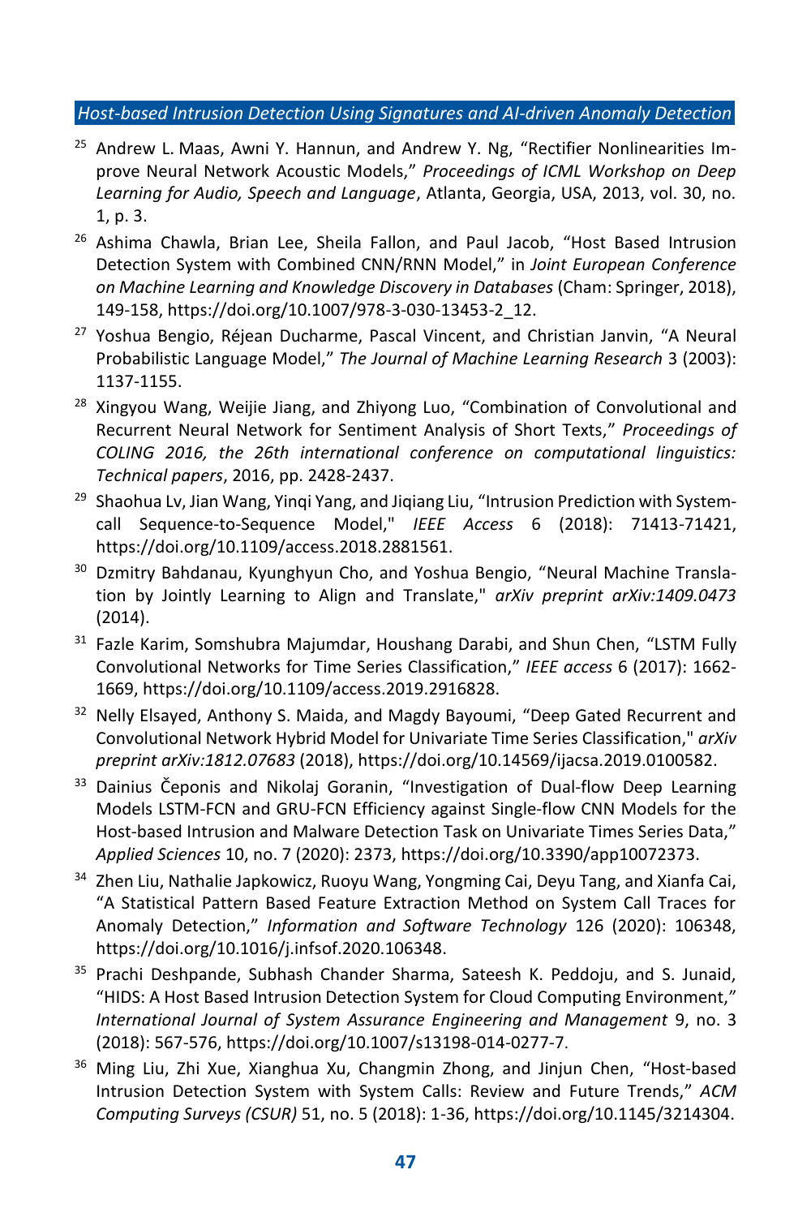[25] Andrew L. Maas, Awni Y. Hannun, and Andrew Y. Ng, "Rectifier Nonlinearities Improve Neural Network Acoustic Models," *Proceedings of ICML Workshop on Deep Learning for Audio, Speech and Language*, Atlanta, Georgia, USA, 2013, vol. 30, no. 1, p. 3.

[26] Ashima Chawla, Brian Lee, Sheila Fallon, and Paul Jacob, "Host Based Intrusion Detection System with Combined CNN/RNN Model," in *Joint European Conference on Machine Learning and Knowledge Discovery in Databases* (Cham: Springer, 2018), 149-158, https://doi.org/10.1007/978-3-030-13453-2_12.

[27] Yoshua Bengio, Réjean Ducharme, Pascal Vincent, and Christian Janvin, "A Neural Probabilistic Language Model," *The Journal of Machine Learning Research* 3 (2003): 1137-1155.

[28] Xingyou Wang, Weijie Jiang, and Zhiyong Luo, "Combination of Convolutional and Recurrent Neural Network for Sentiment Analysis of Short Texts," *Proceedings of COLING 2016, the 26th international conference on computational linguistics: Technical papers*, 2016, pp. 2428-2437.

[29] Shaohua Lv, Jian Wang, Yinqi Yang, and Jiqiang Liu, "Intrusion Prediction with System-call Sequence-to-Sequence Model," *IEEE Access* 6 (2018): 71413-71421, https://doi.org/10.1109/access.2018.2881561.

[30] Dzmitry Bahdanau, Kyunghyun Cho, and Yoshua Bengio, "Neural Machine Translation by Jointly Learning to Align and Translate," *arXiv preprint arXiv:1409.0473* (2014).

[31] Fazle Karim, Somshubra Majumdar, Houshang Darabi, and Shun Chen, "LSTM Fully Convolutional Networks for Time Series Classification," *IEEE access* 6 (2017): 1662-1669, https://doi.org/10.1109/access.2019.2916828.

[32] Nelly Elsayed, Anthony S. Maida, and Magdy Bayoumi, "Deep Gated Recurrent and Convolutional Network Hybrid Model for Univariate Time Series Classification," *arXiv preprint arXiv:1812.07683* (2018), https://doi.org/10.14569/ijacsa.2019.0100582.

[33] Dainius Čeponis and Nikolaj Goranin, "Investigation of Dual-flow Deep Learning Models LSTM-FCN and GRU-FCN Efficiency against Single-flow CNN Models for the Host-based Intrusion and Malware Detection Task on Univariate Times Series Data," *Applied Sciences* 10, no. 7 (2020): 2373, https://doi.org/10.3390/app10072373.

[34] Zhen Liu, Nathalie Japkowicz, Ruoyu Wang, Yongming Cai, Deyu Tang, and Xianfa Cai, "A Statistical Pattern Based Feature Extraction Method on System Call Traces for Anomaly Detection," *Information and Software Technology* 126 (2020): 106348, https://doi.org/10.1016/j.infsof.2020.106348.

[35] Prachi Deshpande, Subhash Chander Sharma, Sateesh K. Peddoju, and S. Junaid, "HIDS: A Host Based Intrusion Detection System for Cloud Computing Environment," *International Journal of System Assurance Engineering and Management* 9, no. 3 (2018): 567-576, https://doi.org/10.1007/s13198-014-0277-7.

[36] Ming Liu, Zhi Xue, Xianghua Xu, Changmin Zhong, and Jinjun Chen, "Host-based Intrusion Detection System with System Calls: Review and Future Trends," *ACM Computing Surveys (CSUR)* 51, no. 5 (2018): 1-36, https://doi.org/10.1145/3214304.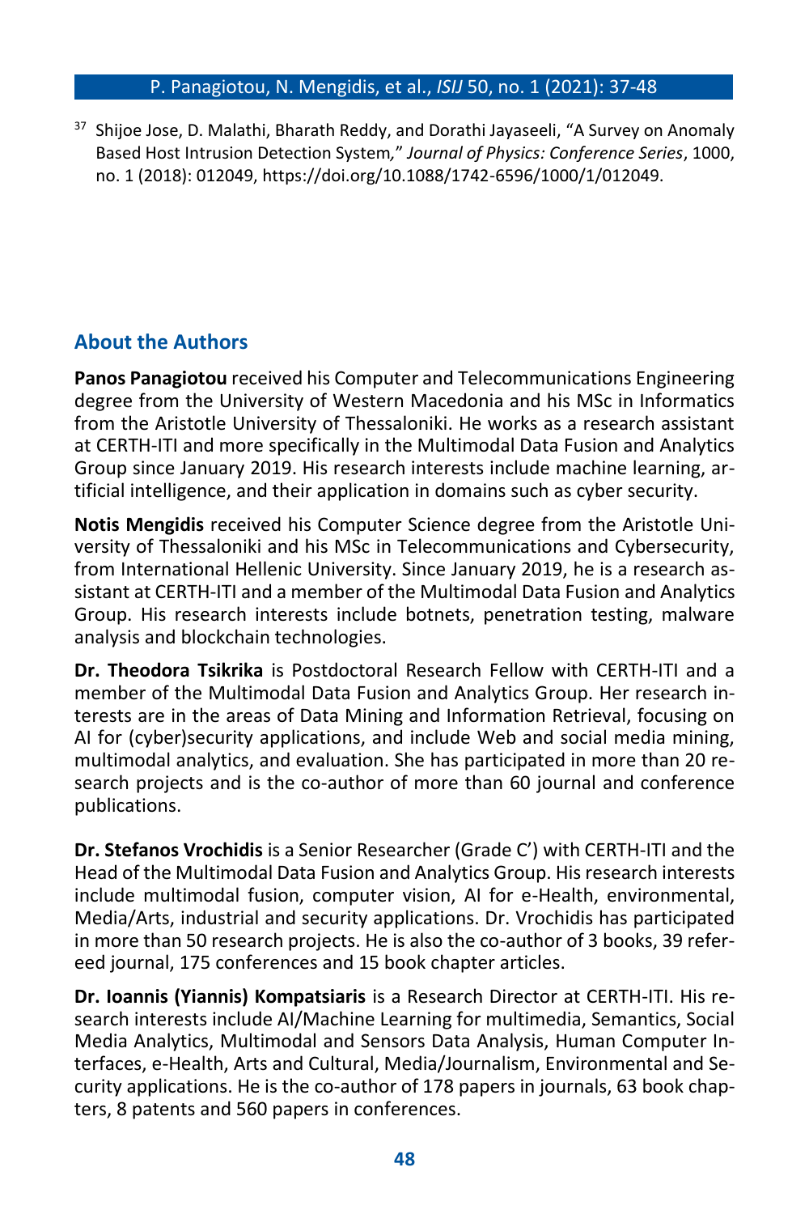[37] Shijoe Jose, D. Malathi, Bharath Reddy, and Dorathi Jayaseeli, "A Survey on Anomaly Based Host Intrusion Detection System," *Journal of Physics: Conference Series*, 1000, no. 1 (2018): 012049, https://doi.org/10.1088/1742-6596/1000/1/012049.

## About the Authors

**Panos Panagiotou** received his Computer and Telecommunications Engineering degree from the University of Western Macedonia and his MSc in Informatics from the Aristotle University of Thessaloniki. He works as a research assistant at CERTH-ITI and more specifically in the Multimodal Data Fusion and Analytics Group since January 2019. His research interests include machine learning, artificial intelligence, and their application in domains such as cyber security.

**Notis Mengidis** received his Computer Science degree from the Aristotle University of Thessaloniki and his MSc in Telecommunications and Cybersecurity, from International Hellenic University. Since January 2019, he is a research assistant at CERTH-ITI and a member of the Multimodal Data Fusion and Analytics Group. His research interests include botnets, penetration testing, malware analysis and blockchain technologies.

**Dr. Theodora Tsikrika** is Postdoctoral Research Fellow with CERTH-ITI and a member of the Multimodal Data Fusion and Analytics Group. Her research interests are in the areas of Data Mining and Information Retrieval, focusing on AI for (cyber)security applications, and include Web and social media mining, multimodal analytics, and evaluation. She has participated in more than 20 research projects and is the co-author of more than 60 journal and conference publications.

**Dr. Stefanos Vrochidis** is a Senior Researcher (Grade C') with CERTH-ITI and the Head of the Multimodal Data Fusion and Analytics Group. His research interests include multimodal fusion, computer vision, AI for e-Health, environmental, Media/Arts, industrial and security applications. Dr. Vrochidis has participated in more than 50 research projects. He is also the co-author of 3 books, 39 refereed journal, 175 conferences and 15 book chapter articles.

**Dr. Ioannis (Yiannis) Kompatsiaris** is a Research Director at CERTH-ITI. His research interests include AI/Machine Learning for multimedia, Semantics, Social Media Analytics, Multimodal and Sensors Data Analysis, Human Computer Interfaces, e-Health, Arts and Cultural, Media/Journalism, Environmental and Security applications. He is the co-author of 178 papers in journals, 63 book chapters, 8 patents and 560 papers in conferences.